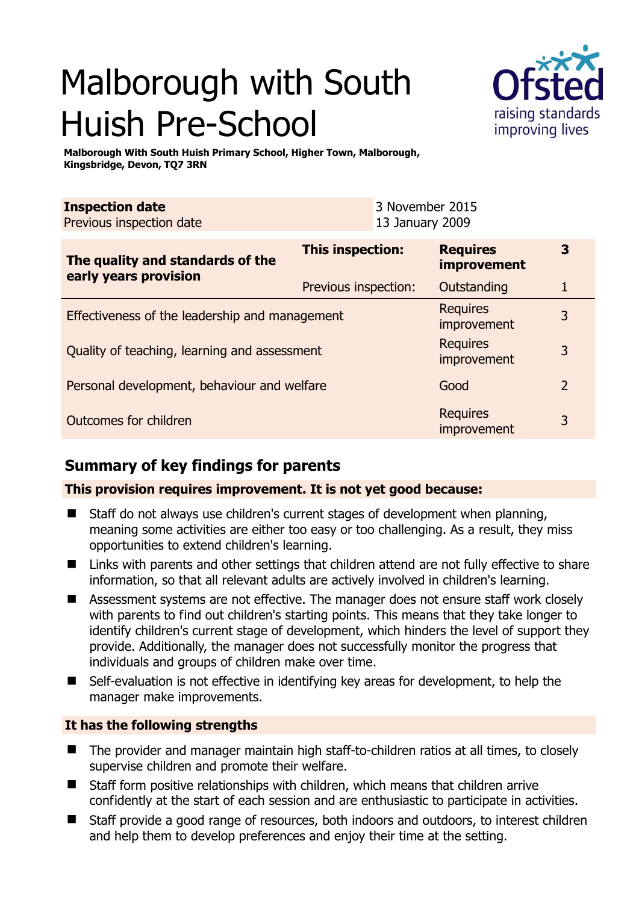# Malborough with South Huish Pre-School

**Malborough With South Huish Primary School, Higher Town, Malborough, Kingsbridge, Devon, TQ7 3RN**

| **Inspection date** | 3 November 2015 |
|---|---|
| Previous inspection date | 13 January 2009 |

| **The quality and standards of the early years provision** | **This inspection:** | **Requires improvement** | **3** |
|---|---|---|---|
| | Previous inspection: | Outstanding | 1 |
| Effectiveness of the leadership and management | | Requires improvement | 3 |
| Quality of teaching, learning and assessment | | Requires improvement | 3 |
| Personal development, behaviour and welfare | | Good | 2 |
| Outcomes for children | | Requires improvement | 3 |

## Summary of key findings for parents

**This provision requires improvement. It is not yet good because:**

- Staff do not always use children's current stages of development when planning, meaning some activities are either too easy or too challenging. As a result, they miss opportunities to extend children's learning.
- Links with parents and other settings that children attend are not fully effective to share information, so that all relevant adults are actively involved in children's learning.
- Assessment systems are not effective. The manager does not ensure staff work closely with parents to find out children's starting points. This means that they take longer to identify children's current stage of development, which hinders the level of support they provide. Additionally, the manager does not successfully monitor the progress that individuals and groups of children make over time.
- Self-evaluation is not effective in identifying key areas for development, to help the manager make improvements.

**It has the following strengths**

- The provider and manager maintain high staff-to-children ratios at all times, to closely supervise children and promote their welfare.
- Staff form positive relationships with children, which means that children arrive confidently at the start of each session and are enthusiastic to participate in activities.
- Staff provide a good range of resources, both indoors and outdoors, to interest children and help them to develop preferences and enjoy their time at the setting.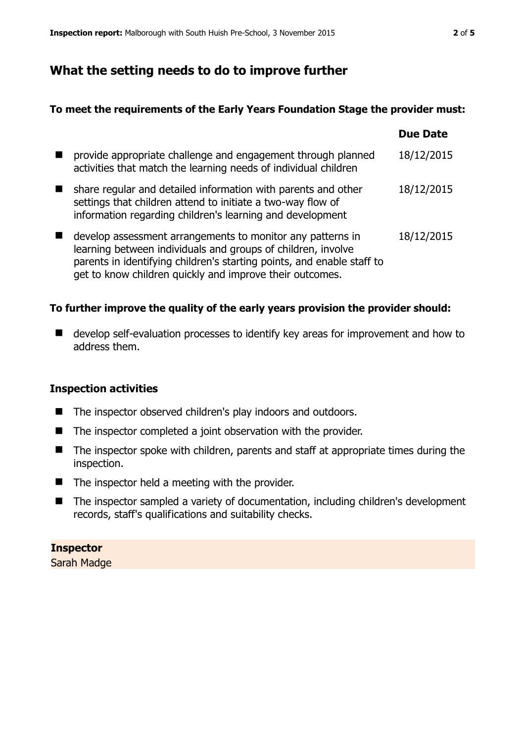## What the setting needs to do to improve further

### To meet the requirements of the Early Years Foundation Stage the provider must:

| | Due Date |
|---|---|
| provide appropriate challenge and engagement through planned activities that match the learning needs of individual children | 18/12/2015 |
| share regular and detailed information with parents and other settings that children attend to initiate a two-way flow of information regarding children's learning and development | 18/12/2015 |
| develop assessment arrangements to monitor any patterns in learning between individuals and groups of children, involve parents in identifying children's starting points, and enable staff to get to know children quickly and improve their outcomes. | 18/12/2015 |

### To further improve the quality of the early years provision the provider should:

- develop self-evaluation processes to identify key areas for improvement and how to address them.

### Inspection activities

- The inspector observed children's play indoors and outdoors.
- The inspector completed a joint observation with the provider.
- The inspector spoke with children, parents and staff at appropriate times during the inspection.
- The inspector held a meeting with the provider.
- The inspector sampled a variety of documentation, including children's development records, staff's qualifications and suitability checks.

**Inspector**
Sarah Madge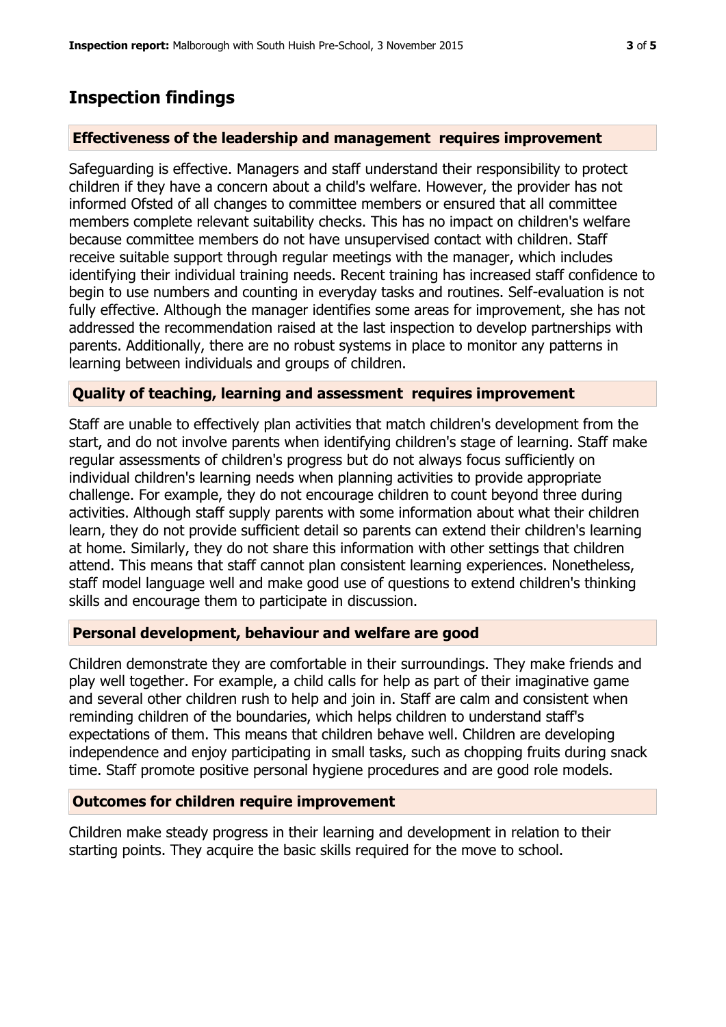## Inspection findings

### Effectiveness of the leadership and management requires improvement

Safeguarding is effective. Managers and staff understand their responsibility to protect children if they have a concern about a child's welfare. However, the provider has not informed Ofsted of all changes to committee members or ensured that all committee members complete relevant suitability checks. This has no impact on children's welfare because committee members do not have unsupervised contact with children. Staff receive suitable support through regular meetings with the manager, which includes identifying their individual training needs. Recent training has increased staff confidence to begin to use numbers and counting in everyday tasks and routines. Self-evaluation is not fully effective. Although the manager identifies some areas for improvement, she has not addressed the recommendation raised at the last inspection to develop partnerships with parents. Additionally, there are no robust systems in place to monitor any patterns in learning between individuals and groups of children.

### Quality of teaching, learning and assessment requires improvement

Staff are unable to effectively plan activities that match children's development from the start, and do not involve parents when identifying children's stage of learning. Staff make regular assessments of children's progress but do not always focus sufficiently on individual children's learning needs when planning activities to provide appropriate challenge. For example, they do not encourage children to count beyond three during activities. Although staff supply parents with some information about what their children learn, they do not provide sufficient detail so parents can extend their children's learning at home. Similarly, they do not share this information with other settings that children attend. This means that staff cannot plan consistent learning experiences. Nonetheless, staff model language well and make good use of questions to extend children's thinking skills and encourage them to participate in discussion.

### Personal development, behaviour and welfare are good

Children demonstrate they are comfortable in their surroundings. They make friends and play well together. For example, a child calls for help as part of their imaginative game and several other children rush to help and join in. Staff are calm and consistent when reminding children of the boundaries, which helps children to understand staff's expectations of them. This means that children behave well. Children are developing independence and enjoy participating in small tasks, such as chopping fruits during snack time. Staff promote positive personal hygiene procedures and are good role models.

### Outcomes for children require improvement

Children make steady progress in their learning and development in relation to their starting points. They acquire the basic skills required for the move to school.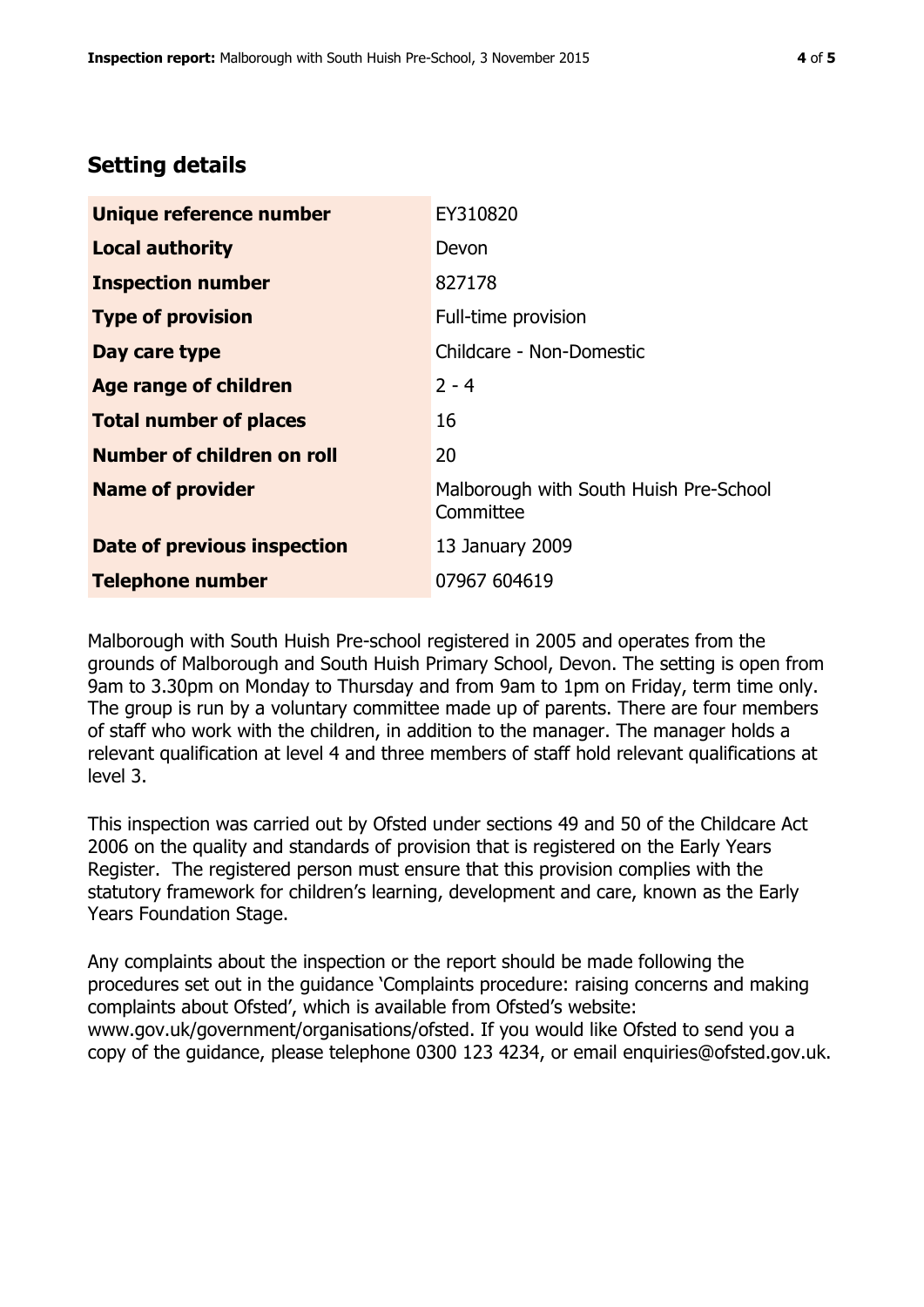## Setting details

| | |
|---|---|
| **Unique reference number** | EY310820 |
| **Local authority** | Devon |
| **Inspection number** | 827178 |
| **Type of provision** | Full-time provision |
| **Day care type** | Childcare - Non-Domestic |
| **Age range of children** | 2 - 4 |
| **Total number of places** | 16 |
| **Number of children on roll** | 20 |
| **Name of provider** | Malborough with South Huish Pre-School Committee |
| **Date of previous inspection** | 13 January 2009 |
| **Telephone number** | 07967 604619 |

Malborough with South Huish Pre-school registered in 2005 and operates from the grounds of Malborough and South Huish Primary School, Devon. The setting is open from 9am to 3.30pm on Monday to Thursday and from 9am to 1pm on Friday, term time only. The group is run by a voluntary committee made up of parents. There are four members of staff who work with the children, in addition to the manager. The manager holds a relevant qualification at level 4 and three members of staff hold relevant qualifications at level 3.

This inspection was carried out by Ofsted under sections 49 and 50 of the Childcare Act 2006 on the quality and standards of provision that is registered on the Early Years Register. The registered person must ensure that this provision complies with the statutory framework for children's learning, development and care, known as the Early Years Foundation Stage.

Any complaints about the inspection or the report should be made following the procedures set out in the guidance 'Complaints procedure: raising concerns and making complaints about Ofsted', which is available from Ofsted's website: www.gov.uk/government/organisations/ofsted. If you would like Ofsted to send you a copy of the guidance, please telephone 0300 123 4234, or email enquiries@ofsted.gov.uk.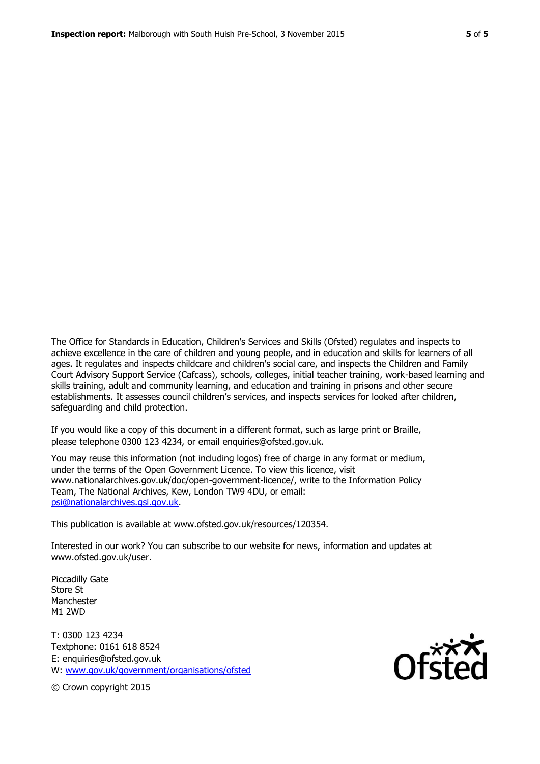The Office for Standards in Education, Children's Services and Skills (Ofsted) regulates and inspects to achieve excellence in the care of children and young people, and in education and skills for learners of all ages. It regulates and inspects childcare and children's social care, and inspects the Children and Family Court Advisory Support Service (Cafcass), schools, colleges, initial teacher training, work-based learning and skills training, adult and community learning, and education and training in prisons and other secure establishments. It assesses council children's services, and inspects services for looked after children, safeguarding and child protection.

If you would like a copy of this document in a different format, such as large print or Braille, please telephone 0300 123 4234, or email enquiries@ofsted.gov.uk.

You may reuse this information (not including logos) free of charge in any format or medium, under the terms of the Open Government Licence. To view this licence, visit www.nationalarchives.gov.uk/doc/open-government-licence/, write to the Information Policy Team, The National Archives, Kew, London TW9 4DU, or email: psi@nationalarchives.gsi.gov.uk.

This publication is available at www.ofsted.gov.uk/resources/120354.

Interested in our work? You can subscribe to our website for news, information and updates at www.ofsted.gov.uk/user.

Piccadilly Gate
Store St
Manchester
M1 2WD

T: 0300 123 4234
Textphone: 0161 618 8524
E: enquiries@ofsted.gov.uk
W: www.gov.uk/government/organisations/ofsted

© Crown copyright 2015